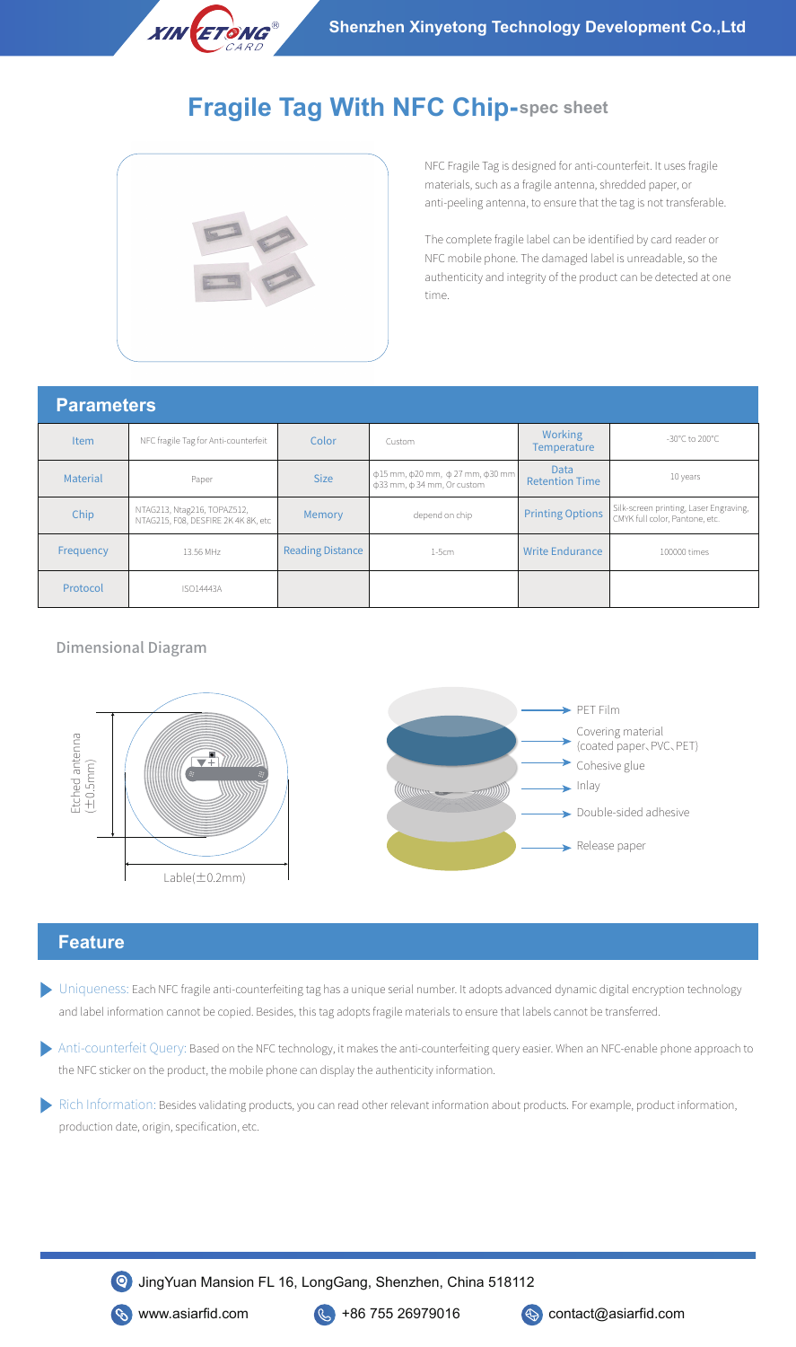# Fragile Tag With NFC Chip-spec sheet

NFC Fragile Tag is designed for anti-counterfeit. It uses fragile materials, such as a fragile antenna, shredded paper, or anti-peeling antenna, to ensure that the tag is not transferable.

The complete fragile label can be identified by card reader or NFC mobile phone. The damaged label is unreadable, so the authenticity and integrity of the product can be detected at one time.

## Parameters

| Item | NFC fragile Tag for Anti-counterfeit | Color | Custom | Working Temperature | -30℃ to 200℃ |
|---|---|---|---|---|---|
| Material | Paper | Size | φ15 mm, φ20 mm, φ27 mm, φ30 mm φ33 mm, φ34 mm, Or custom | Data Retention Time | 10 years |
| Chip | NTAG213, Ntag216, TOPAZ512, NTAG215, F08, DESFIRE 2K 4K 8K, etc | Memory | depend on chip | Printing Options | Silk-screen printing, Laser Engraving, CMYK full color, Pantone, etc. |
| Frequency | 13.56 MHz | Reading Distance | 1-5cm | Write Endurance | 100000 times |
| Protocol | ISO14443A | | | | |

### Dimensional Diagram

Etched antenna (±0.5mm)

Lable(±0.2mm)

- PET Film
- Covering material (coated paper、PVC、PET)
- Cohesive glue
- Inlay
- Double-sided adhesive
- Release paper

## Feature

- Uniqueness: Each NFC fragile anti-counterfeiting tag has a unique serial number. It adopts advanced dynamic digital encryption technology and label information cannot be copied. Besides, this tag adopts fragile materials to ensure that labels cannot be transferred.
- Anti-counterfeit Query: Based on the NFC technology, it makes the anti-counterfeiting query easier. When an NFC-enable phone approach to the NFC sticker on the product, the mobile phone can display the authenticity information.
- Rich Information: Besides validating products, you can read other relevant information about products. For example, product information, production date, origin, specification, etc.

JingYuan Mansion FL 16, LongGang, Shenzhen, China 518112

www.asiarfid.com +86 755 26979016 contact@asiarfid.com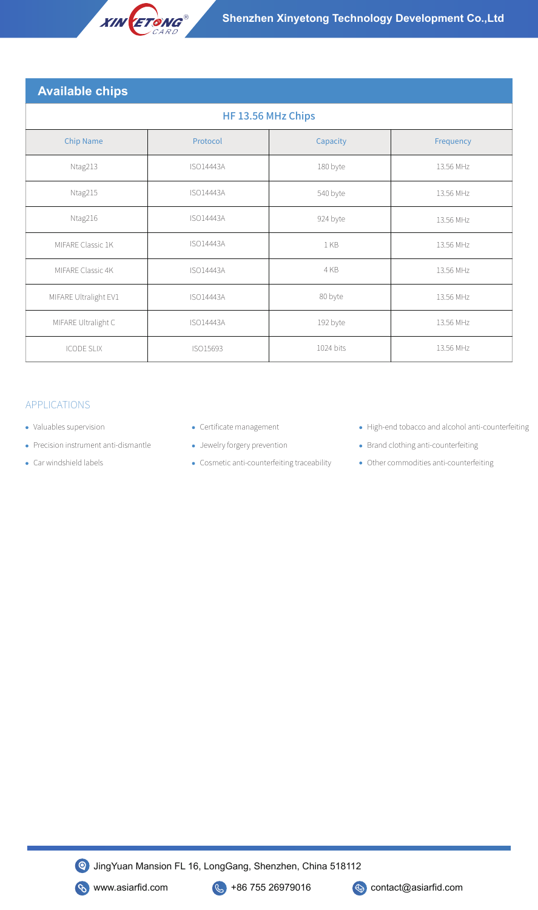## Available chips

| HF 13.56 MHz Chips | | | |
|---|---|---|---|
| Chip Name | Protocol | Capacity | Frequency |
| Ntag213 | ISO14443A | 180 byte | 13.56 MHz |
| Ntag215 | ISO14443A | 540 byte | 13.56 MHz |
| Ntag216 | ISO14443A | 924 byte | 13.56 MHz |
| MIFARE Classic 1K | ISO14443A | 1 KB | 13.56 MHz |
| MIFARE Classic 4K | ISO14443A | 4 KB | 13.56 MHz |
| MIFARE Ultralight EV1 | ISO14443A | 80 byte | 13.56 MHz |
| MIFARE Ultralight C | ISO14443A | 192 byte | 13.56 MHz |
| ICODE SLIX | ISO15693 | 1024 bits | 13.56 MHz |

### APPLICATIONS

- Valuables supervision
- Precision instrument anti-dismantle
- Car windshield labels
- Certificate management
- Jewelry forgery prevention
- Cosmetic anti-counterfeiting traceability
- High-end tobacco and alcohol anti-counterfeiting
- Brand clothing anti-counterfeiting
- Other commodities anti-counterfeiting

JingYuan Mansion FL 16, LongGang, Shenzhen, China 518112

www.asiarfid.com +86 755 26979016 contact@asiarfid.com